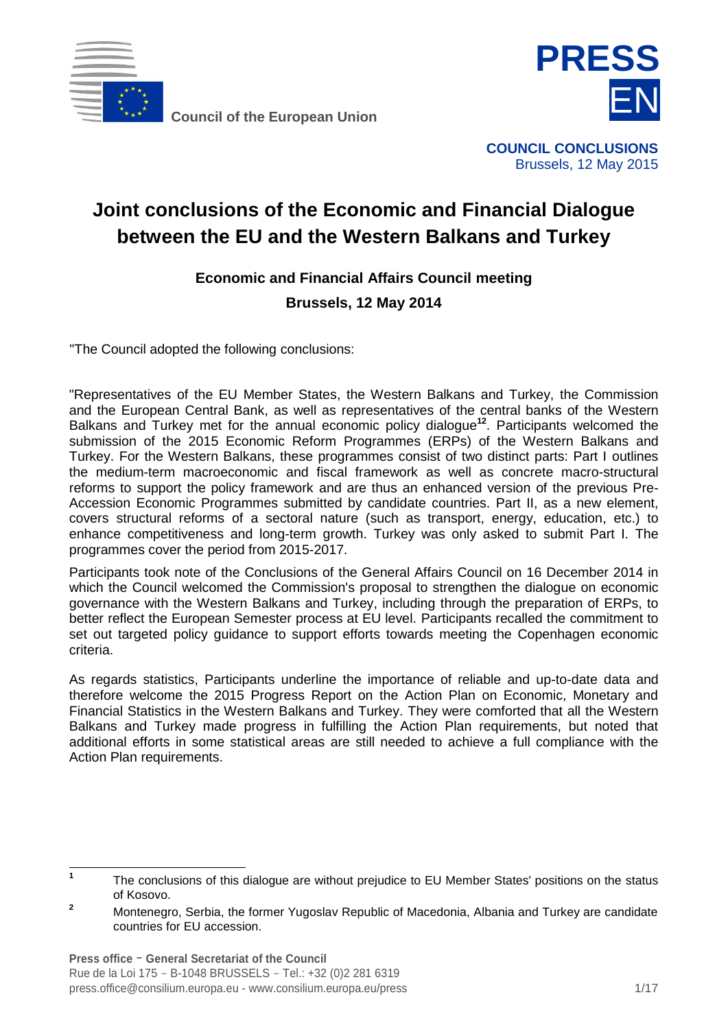Council of the European Union

**PRESS**
**EN**

**COUNCIL CONCLUSIONS**
Brussels, 12 May 2015

# Joint conclusions of the Economic and Financial Dialogue between the EU and the Western Balkans and Turkey

**Economic and Financial Affairs Council meeting**

**Brussels, 12 May 2014**

"The Council adopted the following conclusions:

"Representatives of the EU Member States, the Western Balkans and Turkey, the Commission and the European Central Bank, as well as representatives of the central banks of the Western Balkans and Turkey met for the annual economic policy dialogue[1][2]. Participants welcomed the submission of the 2015 Economic Reform Programmes (ERPs) of the Western Balkans and Turkey. For the Western Balkans, these programmes consist of two distinct parts: Part I outlines the medium-term macroeconomic and fiscal framework as well as concrete macro-structural reforms to support the policy framework and are thus an enhanced version of the previous Pre-Accession Economic Programmes submitted by candidate countries. Part II, as a new element, covers structural reforms of a sectoral nature (such as transport, energy, education, etc.) to enhance competitiveness and long-term growth. Turkey was only asked to submit Part I. The programmes cover the period from 2015-2017.

Participants took note of the Conclusions of the General Affairs Council on 16 December 2014 in which the Council welcomed the Commission's proposal to strengthen the dialogue on economic governance with the Western Balkans and Turkey, including through the preparation of ERPs, to better reflect the European Semester process at EU level. Participants recalled the commitment to set out targeted policy guidance to support efforts towards meeting the Copenhagen economic criteria.

As regards statistics, Participants underline the importance of reliable and up-to-date data and therefore welcome the 2015 Progress Report on the Action Plan on Economic, Monetary and Financial Statistics in the Western Balkans and Turkey. They were comforted that all the Western Balkans and Turkey made progress in fulfilling the Action Plan requirements, but noted that additional efforts in some statistical areas are still needed to achieve a full compliance with the Action Plan requirements.

---

[1] The conclusions of this dialogue are without prejudice to EU Member States' positions on the status of Kosovo.

[2] Montenegro, Serbia, the former Yugoslav Republic of Macedonia, Albania and Turkey are candidate countries for EU accession.

**Press office - General Secretariat of the Council**
Rue de la Loi 175 - B-1048 BRUSSELS - Tel.: +32 (0)2 281 6319
press.office@consilium.europa.eu - www.consilium.europa.eu/press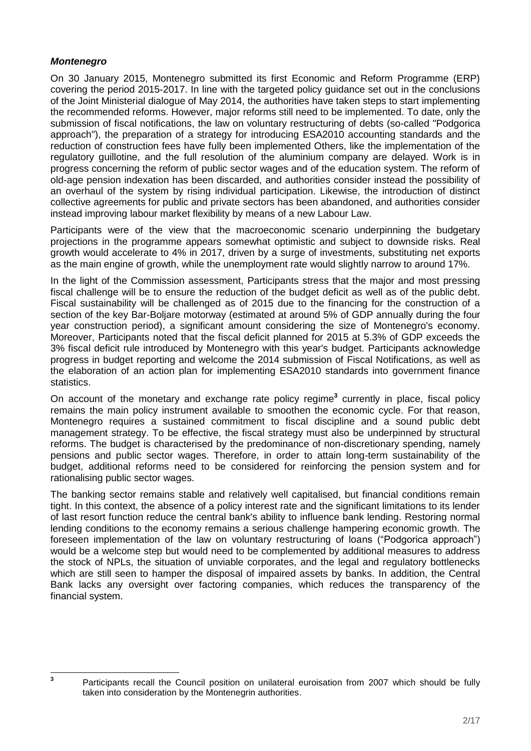***Montenegro***

On 30 January 2015, Montenegro submitted its first Economic and Reform Programme (ERP) covering the period 2015-2017. In line with the targeted policy guidance set out in the conclusions of the Joint Ministerial dialogue of May 2014, the authorities have taken steps to start implementing the recommended reforms. However, major reforms still need to be implemented. To date, only the submission of fiscal notifications, the law on voluntary restructuring of debts (so-called "Podgorica approach"), the preparation of a strategy for introducing ESA2010 accounting standards and the reduction of construction fees have fully been implemented Others, like the implementation of the regulatory guillotine, and the full resolution of the aluminium company are delayed. Work is in progress concerning the reform of public sector wages and of the education system. The reform of old-age pension indexation has been discarded, and authorities consider instead the possibility of an overhaul of the system by rising individual participation. Likewise, the introduction of distinct collective agreements for public and private sectors has been abandoned, and authorities consider instead improving labour market flexibility by means of a new Labour Law.

Participants were of the view that the macroeconomic scenario underpinning the budgetary projections in the programme appears somewhat optimistic and subject to downside risks. Real growth would accelerate to 4% in 2017, driven by a surge of investments, substituting net exports as the main engine of growth, while the unemployment rate would slightly narrow to around 17%.

In the light of the Commission assessment, Participants stress that the major and most pressing fiscal challenge will be to ensure the reduction of the budget deficit as well as of the public debt. Fiscal sustainability will be challenged as of 2015 due to the financing for the construction of a section of the key Bar-Boljare motorway (estimated at around 5% of GDP annually during the four year construction period), a significant amount considering the size of Montenegro's economy. Moreover, Participants noted that the fiscal deficit planned for 2015 at 5.3% of GDP exceeds the 3% fiscal deficit rule introduced by Montenegro with this year's budget. Participants acknowledge progress in budget reporting and welcome the 2014 submission of Fiscal Notifications, as well as the elaboration of an action plan for implementing ESA2010 standards into government finance statistics.

On account of the monetary and exchange rate policy regime[3] currently in place, fiscal policy remains the main policy instrument available to smoothen the economic cycle. For that reason, Montenegro requires a sustained commitment to fiscal discipline and a sound public debt management strategy. To be effective, the fiscal strategy must also be underpinned by structural reforms. The budget is characterised by the predominance of non-discretionary spending, namely pensions and public sector wages. Therefore, in order to attain long-term sustainability of the budget, additional reforms need to be considered for reinforcing the pension system and for rationalising public sector wages.

The banking sector remains stable and relatively well capitalised, but financial conditions remain tight. In this context, the absence of a policy interest rate and the significant limitations to its lender of last resort function reduce the central bank's ability to influence bank lending. Restoring normal lending conditions to the economy remains a serious challenge hampering economic growth. The foreseen implementation of the law on voluntary restructuring of loans ("Podgorica approach") would be a welcome step but would need to be complemented by additional measures to address the stock of NPLs, the situation of unviable corporates, and the legal and regulatory bottlenecks which are still seen to hamper the disposal of impaired assets by banks. In addition, the Central Bank lacks any oversight over factoring companies, which reduces the transparency of the financial system.

[3] Participants recall the Council position on unilateral euroisation from 2007 which should be fully taken into consideration by the Montenegrin authorities.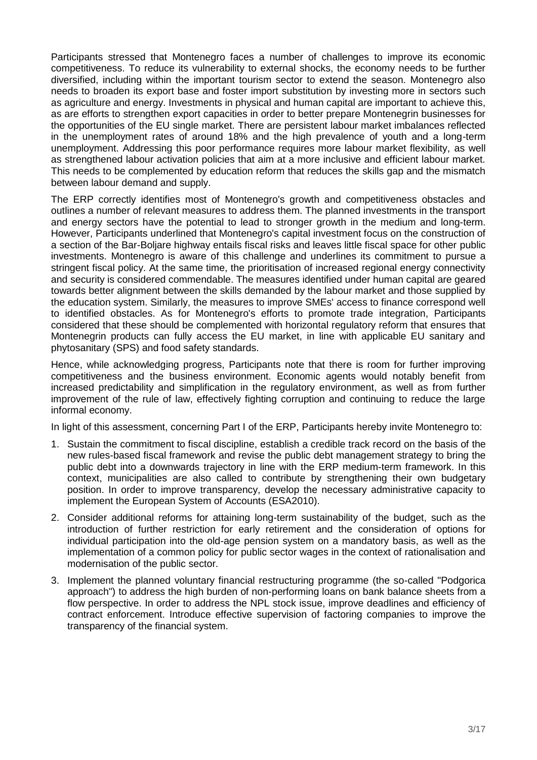Participants stressed that Montenegro faces a number of challenges to improve its economic competitiveness. To reduce its vulnerability to external shocks, the economy needs to be further diversified, including within the important tourism sector to extend the season. Montenegro also needs to broaden its export base and foster import substitution by investing more in sectors such as agriculture and energy. Investments in physical and human capital are important to achieve this, as are efforts to strengthen export capacities in order to better prepare Montenegrin businesses for the opportunities of the EU single market. There are persistent labour market imbalances reflected in the unemployment rates of around 18% and the high prevalence of youth and a long-term unemployment. Addressing this poor performance requires more labour market flexibility, as well as strengthened labour activation policies that aim at a more inclusive and efficient labour market. This needs to be complemented by education reform that reduces the skills gap and the mismatch between labour demand and supply.

The ERP correctly identifies most of Montenegro's growth and competitiveness obstacles and outlines a number of relevant measures to address them. The planned investments in the transport and energy sectors have the potential to lead to stronger growth in the medium and long-term. However, Participants underlined that Montenegro's capital investment focus on the construction of a section of the Bar-Boljare highway entails fiscal risks and leaves little fiscal space for other public investments. Montenegro is aware of this challenge and underlines its commitment to pursue a stringent fiscal policy. At the same time, the prioritisation of increased regional energy connectivity and security is considered commendable. The measures identified under human capital are geared towards better alignment between the skills demanded by the labour market and those supplied by the education system. Similarly, the measures to improve SMEs' access to finance correspond well to identified obstacles. As for Montenegro's efforts to promote trade integration, Participants considered that these should be complemented with horizontal regulatory reform that ensures that Montenegrin products can fully access the EU market, in line with applicable EU sanitary and phytosanitary (SPS) and food safety standards.

Hence, while acknowledging progress, Participants note that there is room for further improving competitiveness and the business environment. Economic agents would notably benefit from increased predictability and simplification in the regulatory environment, as well as from further improvement of the rule of law, effectively fighting corruption and continuing to reduce the large informal economy.

In light of this assessment, concerning Part I of the ERP, Participants hereby invite Montenegro to:

1. Sustain the commitment to fiscal discipline, establish a credible track record on the basis of the new rules-based fiscal framework and revise the public debt management strategy to bring the public debt into a downwards trajectory in line with the ERP medium-term framework. In this context, municipalities are also called to contribute by strengthening their own budgetary position. In order to improve transparency, develop the necessary administrative capacity to implement the European System of Accounts (ESA2010).
2. Consider additional reforms for attaining long-term sustainability of the budget, such as the introduction of further restriction for early retirement and the consideration of options for individual participation into the old-age pension system on a mandatory basis, as well as the implementation of a common policy for public sector wages in the context of rationalisation and modernisation of the public sector.
3. Implement the planned voluntary financial restructuring programme (the so-called "Podgorica approach") to address the high burden of non-performing loans on bank balance sheets from a flow perspective. In order to address the NPL stock issue, improve deadlines and efficiency of contract enforcement. Introduce effective supervision of factoring companies to improve the transparency of the financial system.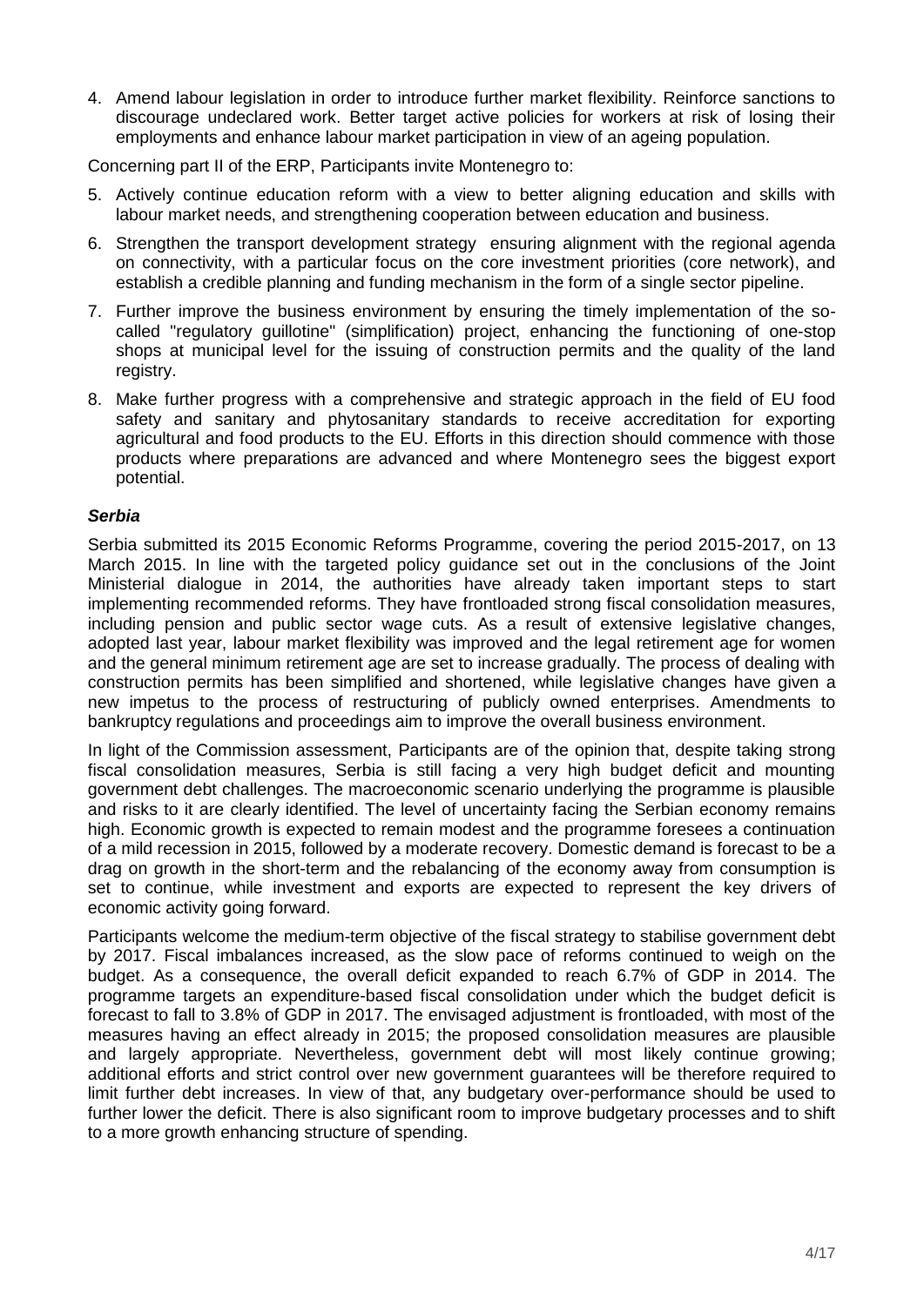4. Amend labour legislation in order to introduce further market flexibility. Reinforce sanctions to discourage undeclared work. Better target active policies for workers at risk of losing their employments and enhance labour market participation in view of an ageing population.

Concerning part II of the ERP, Participants invite Montenegro to:

5. Actively continue education reform with a view to better aligning education and skills with labour market needs, and strengthening cooperation between education and business.
6. Strengthen the transport development strategy ensuring alignment with the regional agenda on connectivity, with a particular focus on the core investment priorities (core network), and establish a credible planning and funding mechanism in the form of a single sector pipeline.
7. Further improve the business environment by ensuring the timely implementation of the so-called "regulatory guillotine" (simplification) project, enhancing the functioning of one-stop shops at municipal level for the issuing of construction permits and the quality of the land registry.
8. Make further progress with a comprehensive and strategic approach in the field of EU food safety and sanitary and phytosanitary standards to receive accreditation for exporting agricultural and food products to the EU. Efforts in this direction should commence with those products where preparations are advanced and where Montenegro sees the biggest export potential.

***Serbia***

Serbia submitted its 2015 Economic Reforms Programme, covering the period 2015-2017, on 13 March 2015. In line with the targeted policy guidance set out in the conclusions of the Joint Ministerial dialogue in 2014, the authorities have already taken important steps to start implementing recommended reforms. They have frontloaded strong fiscal consolidation measures, including pension and public sector wage cuts. As a result of extensive legislative changes, adopted last year, labour market flexibility was improved and the legal retirement age for women and the general minimum retirement age are set to increase gradually. The process of dealing with construction permits has been simplified and shortened, while legislative changes have given a new impetus to the process of restructuring of publicly owned enterprises. Amendments to bankruptcy regulations and proceedings aim to improve the overall business environment.

In light of the Commission assessment, Participants are of the opinion that, despite taking strong fiscal consolidation measures, Serbia is still facing a very high budget deficit and mounting government debt challenges. The macroeconomic scenario underlying the programme is plausible and risks to it are clearly identified. The level of uncertainty facing the Serbian economy remains high. Economic growth is expected to remain modest and the programme foresees a continuation of a mild recession in 2015, followed by a moderate recovery. Domestic demand is forecast to be a drag on growth in the short-term and the rebalancing of the economy away from consumption is set to continue, while investment and exports are expected to represent the key drivers of economic activity going forward.

Participants welcome the medium-term objective of the fiscal strategy to stabilise government debt by 2017. Fiscal imbalances increased, as the slow pace of reforms continued to weigh on the budget. As a consequence, the overall deficit expanded to reach 6.7% of GDP in 2014. The programme targets an expenditure-based fiscal consolidation under which the budget deficit is forecast to fall to 3.8% of GDP in 2017. The envisaged adjustment is frontloaded, with most of the measures having an effect already in 2015; the proposed consolidation measures are plausible and largely appropriate. Nevertheless, government debt will most likely continue growing; additional efforts and strict control over new government guarantees will be therefore required to limit further debt increases. In view of that, any budgetary over-performance should be used to further lower the deficit. There is also significant room to improve budgetary processes and to shift to a more growth enhancing structure of spending.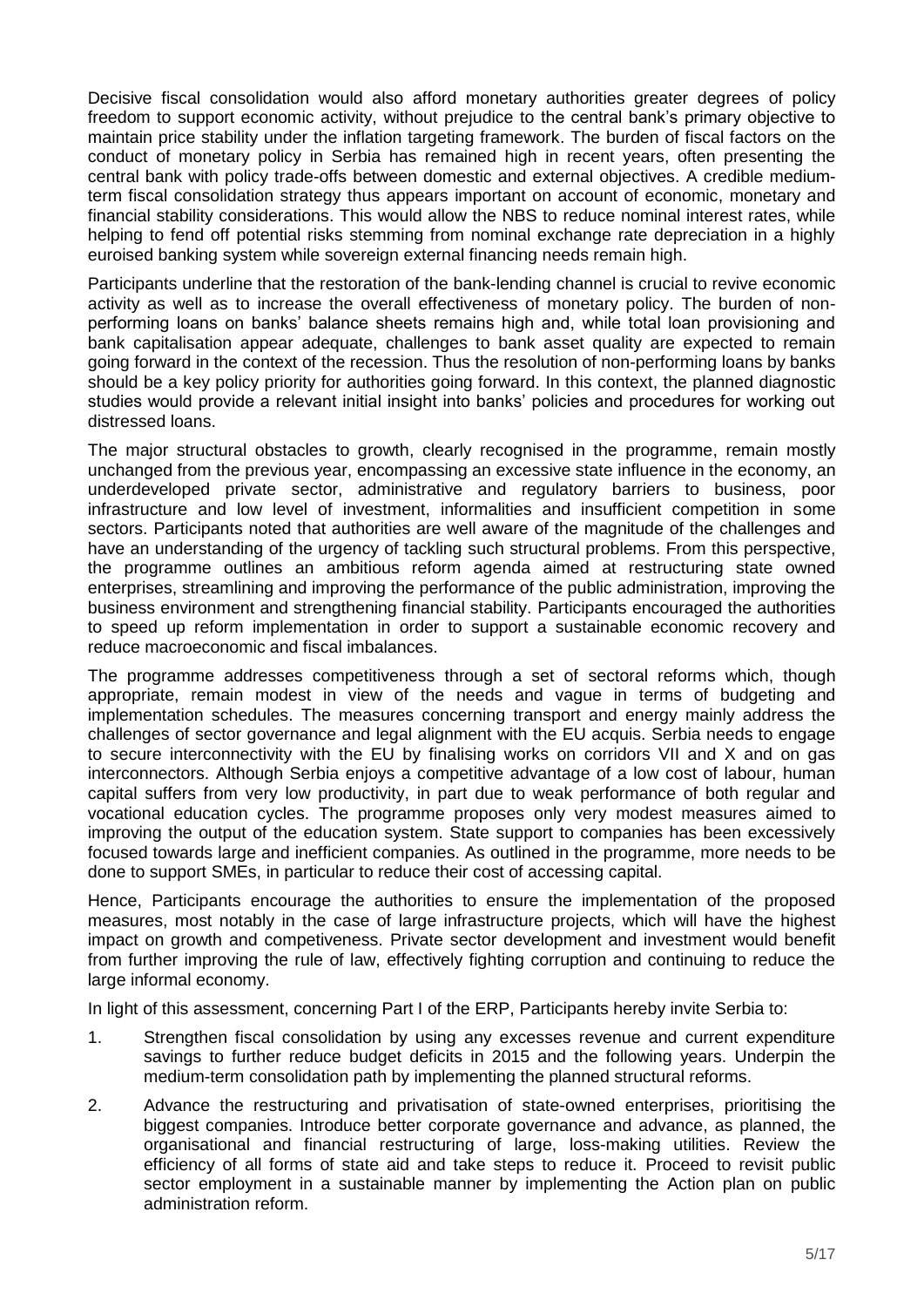Decisive fiscal consolidation would also afford monetary authorities greater degrees of policy freedom to support economic activity, without prejudice to the central bank's primary objective to maintain price stability under the inflation targeting framework. The burden of fiscal factors on the conduct of monetary policy in Serbia has remained high in recent years, often presenting the central bank with policy trade-offs between domestic and external objectives. A credible medium-term fiscal consolidation strategy thus appears important on account of economic, monetary and financial stability considerations. This would allow the NBS to reduce nominal interest rates, while helping to fend off potential risks stemming from nominal exchange rate depreciation in a highly euroised banking system while sovereign external financing needs remain high.

Participants underline that the restoration of the bank-lending channel is crucial to revive economic activity as well as to increase the overall effectiveness of monetary policy. The burden of non-performing loans on banks' balance sheets remains high and, while total loan provisioning and bank capitalisation appear adequate, challenges to bank asset quality are expected to remain going forward in the context of the recession. Thus the resolution of non-performing loans by banks should be a key policy priority for authorities going forward. In this context, the planned diagnostic studies would provide a relevant initial insight into banks' policies and procedures for working out distressed loans.

The major structural obstacles to growth, clearly recognised in the programme, remain mostly unchanged from the previous year, encompassing an excessive state influence in the economy, an underdeveloped private sector, administrative and regulatory barriers to business, poor infrastructure and low level of investment, informalities and insufficient competition in some sectors. Participants noted that authorities are well aware of the magnitude of the challenges and have an understanding of the urgency of tackling such structural problems. From this perspective, the programme outlines an ambitious reform agenda aimed at restructuring state owned enterprises, streamlining and improving the performance of the public administration, improving the business environment and strengthening financial stability. Participants encouraged the authorities to speed up reform implementation in order to support a sustainable economic recovery and reduce macroeconomic and fiscal imbalances.

The programme addresses competitiveness through a set of sectoral reforms which, though appropriate, remain modest in view of the needs and vague in terms of budgeting and implementation schedules. The measures concerning transport and energy mainly address the challenges of sector governance and legal alignment with the EU acquis. Serbia needs to engage to secure interconnectivity with the EU by finalising works on corridors VII and X and on gas interconnectors. Although Serbia enjoys a competitive advantage of a low cost of labour, human capital suffers from very low productivity, in part due to weak performance of both regular and vocational education cycles. The programme proposes only very modest measures aimed to improving the output of the education system. State support to companies has been excessively focused towards large and inefficient companies. As outlined in the programme, more needs to be done to support SMEs, in particular to reduce their cost of accessing capital.

Hence, Participants encourage the authorities to ensure the implementation of the proposed measures, most notably in the case of large infrastructure projects, which will have the highest impact on growth and competiveness. Private sector development and investment would benefit from further improving the rule of law, effectively fighting corruption and continuing to reduce the large informal economy.

In light of this assessment, concerning Part I of the ERP, Participants hereby invite Serbia to:

1. Strengthen fiscal consolidation by using any excesses revenue and current expenditure savings to further reduce budget deficits in 2015 and the following years. Underpin the medium-term consolidation path by implementing the planned structural reforms.
2. Advance the restructuring and privatisation of state-owned enterprises, prioritising the biggest companies. Introduce better corporate governance and advance, as planned, the organisational and financial restructuring of large, loss-making utilities. Review the efficiency of all forms of state aid and take steps to reduce it. Proceed to revisit public sector employment in a sustainable manner by implementing the Action plan on public administration reform.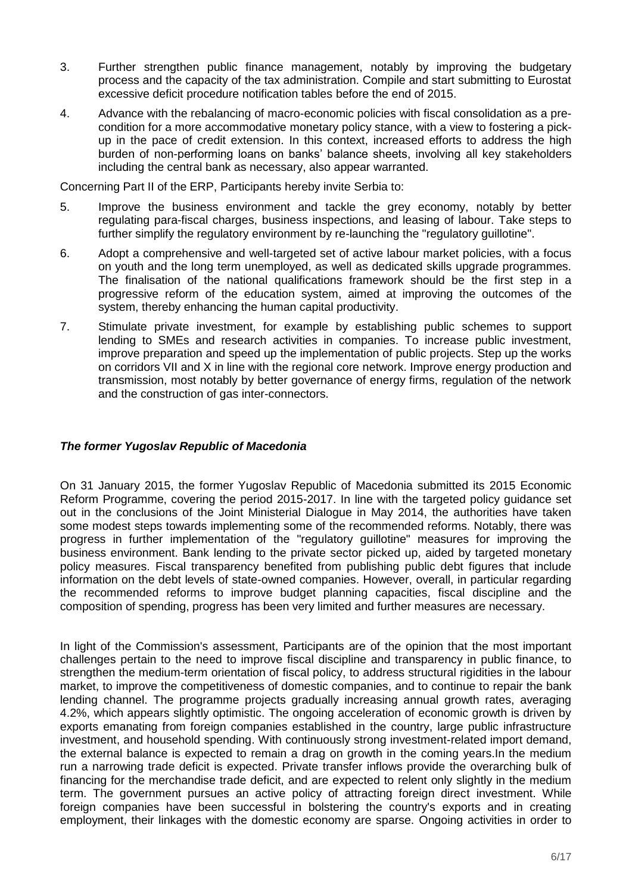3. Further strengthen public finance management, notably by improving the budgetary process and the capacity of the tax administration. Compile and start submitting to Eurostat excessive deficit procedure notification tables before the end of 2015.

4. Advance with the rebalancing of macro-economic policies with fiscal consolidation as a pre-condition for a more accommodative monetary policy stance, with a view to fostering a pick-up in the pace of credit extension. In this context, increased efforts to address the high burden of non-performing loans on banks' balance sheets, involving all key stakeholders including the central bank as necessary, also appear warranted.

Concerning Part II of the ERP, Participants hereby invite Serbia to:

5. Improve the business environment and tackle the grey economy, notably by better regulating para-fiscal charges, business inspections, and leasing of labour. Take steps to further simplify the regulatory environment by re-launching the "regulatory guillotine".

6. Adopt a comprehensive and well-targeted set of active labour market policies, with a focus on youth and the long term unemployed, as well as dedicated skills upgrade programmes. The finalisation of the national qualifications framework should be the first step in a progressive reform of the education system, aimed at improving the outcomes of the system, thereby enhancing the human capital productivity.

7. Stimulate private investment, for example by establishing public schemes to support lending to SMEs and research activities in companies. To increase public investment, improve preparation and speed up the implementation of public projects. Step up the works on corridors VII and X in line with the regional core network. Improve energy production and transmission, most notably by better governance of energy firms, regulation of the network and the construction of gas inter-connectors.

### ***The former Yugoslav Republic of Macedonia***

On 31 January 2015, the former Yugoslav Republic of Macedonia submitted its 2015 Economic Reform Programme, covering the period 2015-2017. In line with the targeted policy guidance set out in the conclusions of the Joint Ministerial Dialogue in May 2014, the authorities have taken some modest steps towards implementing some of the recommended reforms. Notably, there was progress in further implementation of the "regulatory guillotine" measures for improving the business environment. Bank lending to the private sector picked up, aided by targeted monetary policy measures. Fiscal transparency benefited from publishing public debt figures that include information on the debt levels of state-owned companies. However, overall, in particular regarding the recommended reforms to improve budget planning capacities, fiscal discipline and the composition of spending, progress has been very limited and further measures are necessary.

In light of the Commission's assessment, Participants are of the opinion that the most important challenges pertain to the need to improve fiscal discipline and transparency in public finance, to strengthen the medium-term orientation of fiscal policy, to address structural rigidities in the labour market, to improve the competitiveness of domestic companies, and to continue to repair the bank lending channel. The programme projects gradually increasing annual growth rates, averaging 4.2%, which appears slightly optimistic. The ongoing acceleration of economic growth is driven by exports emanating from foreign companies established in the country, large public infrastructure investment, and household spending. With continuously strong investment-related import demand, the external balance is expected to remain a drag on growth in the coming years.In the medium run a narrowing trade deficit is expected. Private transfer inflows provide the overarching bulk of financing for the merchandise trade deficit, and are expected to relent only slightly in the medium term. The government pursues an active policy of attracting foreign direct investment. While foreign companies have been successful in bolstering the country's exports and in creating employment, their linkages with the domestic economy are sparse. Ongoing activities in order to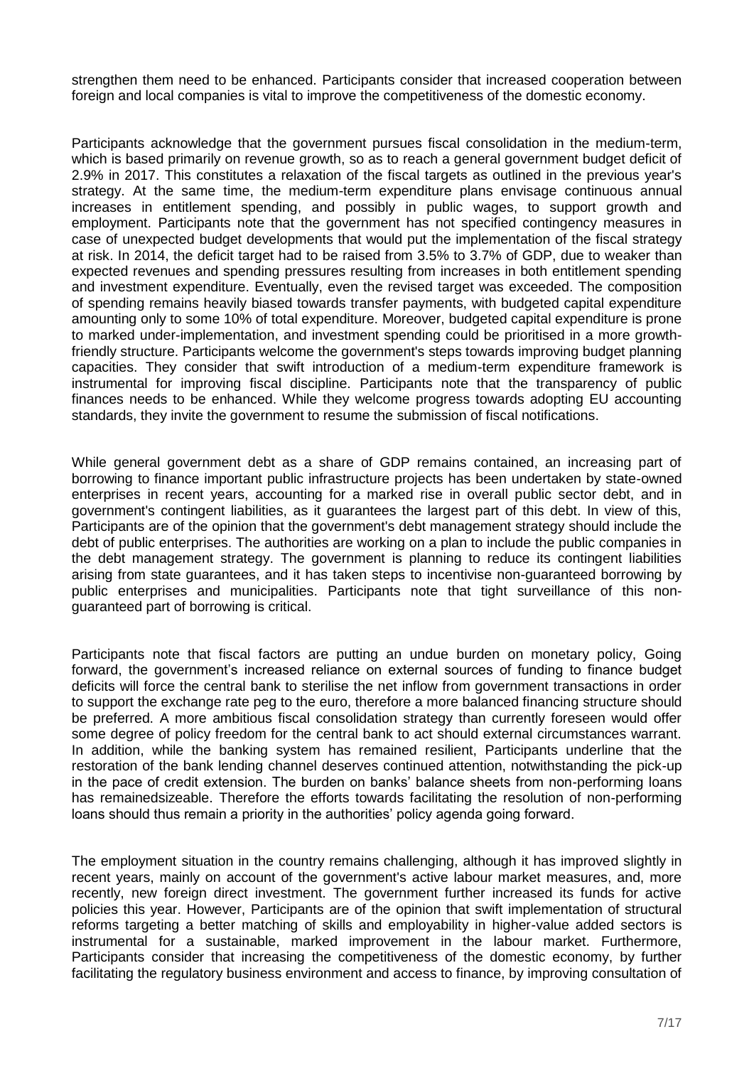strengthen them need to be enhanced. Participants consider that increased cooperation between foreign and local companies is vital to improve the competitiveness of the domestic economy.

Participants acknowledge that the government pursues fiscal consolidation in the medium-term, which is based primarily on revenue growth, so as to reach a general government budget deficit of 2.9% in 2017. This constitutes a relaxation of the fiscal targets as outlined in the previous year's strategy. At the same time, the medium-term expenditure plans envisage continuous annual increases in entitlement spending, and possibly in public wages, to support growth and employment. Participants note that the government has not specified contingency measures in case of unexpected budget developments that would put the implementation of the fiscal strategy at risk. In 2014, the deficit target had to be raised from 3.5% to 3.7% of GDP, due to weaker than expected revenues and spending pressures resulting from increases in both entitlement spending and investment expenditure. Eventually, even the revised target was exceeded. The composition of spending remains heavily biased towards transfer payments, with budgeted capital expenditure amounting only to some 10% of total expenditure. Moreover, budgeted capital expenditure is prone to marked under-implementation, and investment spending could be prioritised in a more growth-friendly structure. Participants welcome the government's steps towards improving budget planning capacities. They consider that swift introduction of a medium-term expenditure framework is instrumental for improving fiscal discipline. Participants note that the transparency of public finances needs to be enhanced. While they welcome progress towards adopting EU accounting standards, they invite the government to resume the submission of fiscal notifications.

While general government debt as a share of GDP remains contained, an increasing part of borrowing to finance important public infrastructure projects has been undertaken by state-owned enterprises in recent years, accounting for a marked rise in overall public sector debt, and in government's contingent liabilities, as it guarantees the largest part of this debt. In view of this, Participants are of the opinion that the government's debt management strategy should include the debt of public enterprises. The authorities are working on a plan to include the public companies in the debt management strategy. The government is planning to reduce its contingent liabilities arising from state guarantees, and it has taken steps to incentivise non-guaranteed borrowing by public enterprises and municipalities. Participants note that tight surveillance of this non-guaranteed part of borrowing is critical.

Participants note that fiscal factors are putting an undue burden on monetary policy, Going forward, the government's increased reliance on external sources of funding to finance budget deficits will force the central bank to sterilise the net inflow from government transactions in order to support the exchange rate peg to the euro, therefore a more balanced financing structure should be preferred. A more ambitious fiscal consolidation strategy than currently foreseen would offer some degree of policy freedom for the central bank to act should external circumstances warrant. In addition, while the banking system has remained resilient, Participants underline that the restoration of the bank lending channel deserves continued attention, notwithstanding the pick-up in the pace of credit extension. The burden on banks' balance sheets from non-performing loans has remainedsizeable. Therefore the efforts towards facilitating the resolution of non-performing loans should thus remain a priority in the authorities' policy agenda going forward.

The employment situation in the country remains challenging, although it has improved slightly in recent years, mainly on account of the government's active labour market measures, and, more recently, new foreign direct investment. The government further increased its funds for active policies this year. However, Participants are of the opinion that swift implementation of structural reforms targeting a better matching of skills and employability in higher-value added sectors is instrumental for a sustainable, marked improvement in the labour market. Furthermore, Participants consider that increasing the competitiveness of the domestic economy, by further facilitating the regulatory business environment and access to finance, by improving consultation of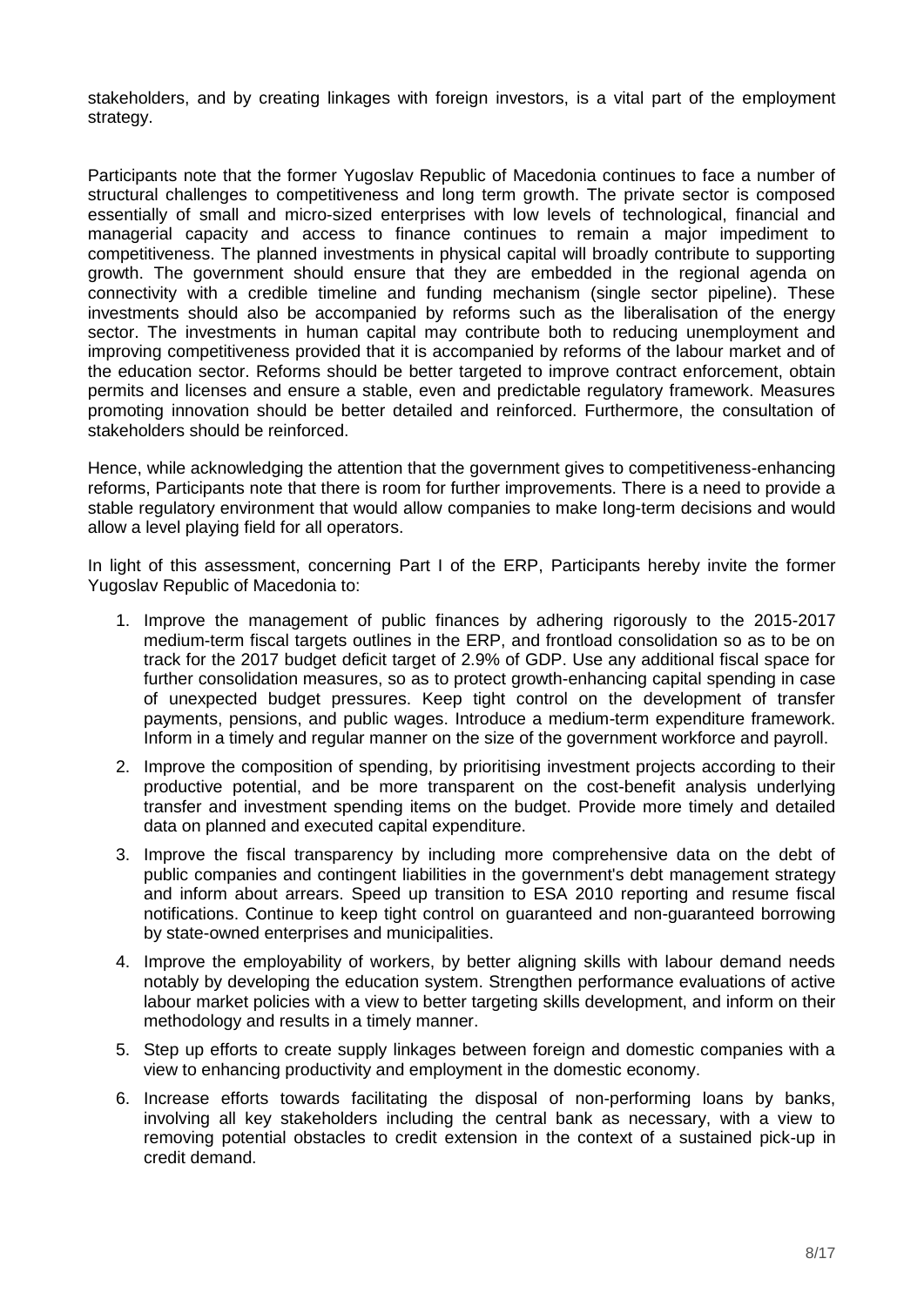stakeholders, and by creating linkages with foreign investors, is a vital part of the employment strategy.

Participants note that the former Yugoslav Republic of Macedonia continues to face a number of structural challenges to competitiveness and long term growth. The private sector is composed essentially of small and micro-sized enterprises with low levels of technological, financial and managerial capacity and access to finance continues to remain a major impediment to competitiveness. The planned investments in physical capital will broadly contribute to supporting growth. The government should ensure that they are embedded in the regional agenda on connectivity with a credible timeline and funding mechanism (single sector pipeline). These investments should also be accompanied by reforms such as the liberalisation of the energy sector. The investments in human capital may contribute both to reducing unemployment and improving competitiveness provided that it is accompanied by reforms of the labour market and of the education sector. Reforms should be better targeted to improve contract enforcement, obtain permits and licenses and ensure a stable, even and predictable regulatory framework. Measures promoting innovation should be better detailed and reinforced. Furthermore, the consultation of stakeholders should be reinforced.

Hence, while acknowledging the attention that the government gives to competitiveness-enhancing reforms, Participants note that there is room for further improvements. There is a need to provide a stable regulatory environment that would allow companies to make long-term decisions and would allow a level playing field for all operators.

In light of this assessment, concerning Part I of the ERP, Participants hereby invite the former Yugoslav Republic of Macedonia to:

1. Improve the management of public finances by adhering rigorously to the 2015-2017 medium-term fiscal targets outlines in the ERP, and frontload consolidation so as to be on track for the 2017 budget deficit target of 2.9% of GDP. Use any additional fiscal space for further consolidation measures, so as to protect growth-enhancing capital spending in case of unexpected budget pressures. Keep tight control on the development of transfer payments, pensions, and public wages. Introduce a medium-term expenditure framework. Inform in a timely and regular manner on the size of the government workforce and payroll.
2. Improve the composition of spending, by prioritising investment projects according to their productive potential, and be more transparent on the cost-benefit analysis underlying transfer and investment spending items on the budget. Provide more timely and detailed data on planned and executed capital expenditure.
3. Improve the fiscal transparency by including more comprehensive data on the debt of public companies and contingent liabilities in the government's debt management strategy and inform about arrears. Speed up transition to ESA 2010 reporting and resume fiscal notifications. Continue to keep tight control on guaranteed and non-guaranteed borrowing by state-owned enterprises and municipalities.
4. Improve the employability of workers, by better aligning skills with labour demand needs notably by developing the education system. Strengthen performance evaluations of active labour market policies with a view to better targeting skills development, and inform on their methodology and results in a timely manner.
5. Step up efforts to create supply linkages between foreign and domestic companies with a view to enhancing productivity and employment in the domestic economy.
6. Increase efforts towards facilitating the disposal of non-performing loans by banks, involving all key stakeholders including the central bank as necessary, with a view to removing potential obstacles to credit extension in the context of a sustained pick-up in credit demand.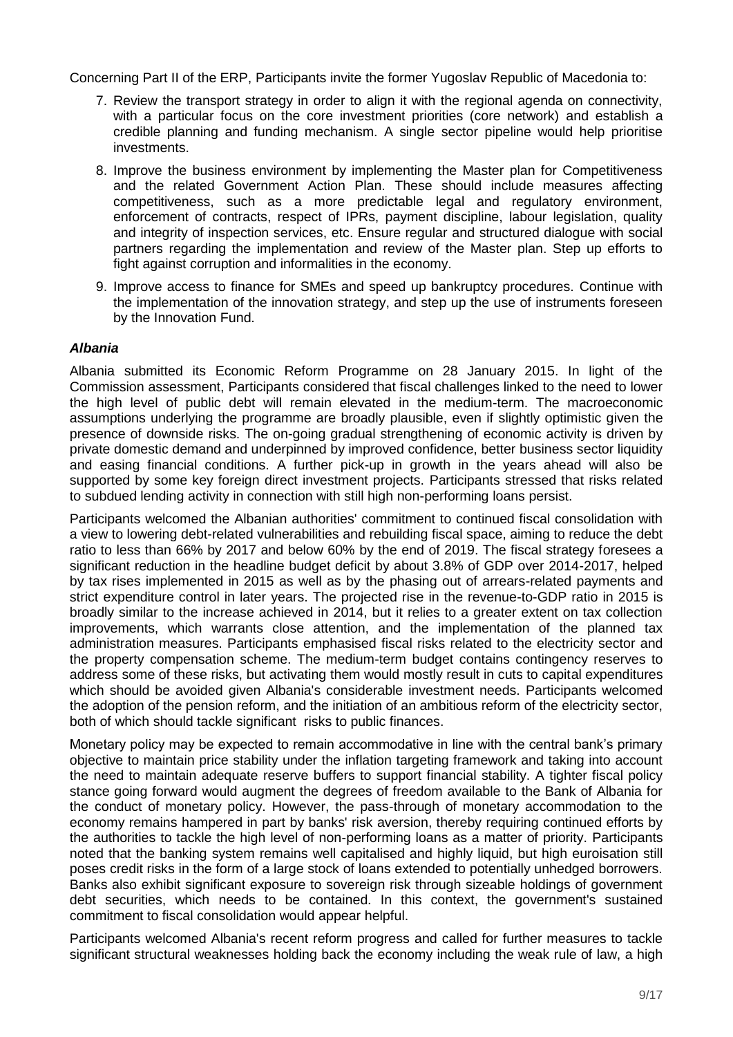Concerning Part II of the ERP, Participants invite the former Yugoslav Republic of Macedonia to:

7. Review the transport strategy in order to align it with the regional agenda on connectivity, with a particular focus on the core investment priorities (core network) and establish a credible planning and funding mechanism. A single sector pipeline would help prioritise investments.

8. Improve the business environment by implementing the Master plan for Competitiveness and the related Government Action Plan. These should include measures affecting competitiveness, such as a more predictable legal and regulatory environment, enforcement of contracts, respect of IPRs, payment discipline, labour legislation, quality and integrity of inspection services, etc. Ensure regular and structured dialogue with social partners regarding the implementation and review of the Master plan. Step up efforts to fight against corruption and informalities in the economy.

9. Improve access to finance for SMEs and speed up bankruptcy procedures. Continue with the implementation of the innovation strategy, and step up the use of instruments foreseen by the Innovation Fund.

### *Albania*

Albania submitted its Economic Reform Programme on 28 January 2015. In light of the Commission assessment, Participants considered that fiscal challenges linked to the need to lower the high level of public debt will remain elevated in the medium-term. The macroeconomic assumptions underlying the programme are broadly plausible, even if slightly optimistic given the presence of downside risks. The on-going gradual strengthening of economic activity is driven by private domestic demand and underpinned by improved confidence, better business sector liquidity and easing financial conditions. A further pick-up in growth in the years ahead will also be supported by some key foreign direct investment projects. Participants stressed that risks related to subdued lending activity in connection with still high non-performing loans persist.

Participants welcomed the Albanian authorities' commitment to continued fiscal consolidation with a view to lowering debt-related vulnerabilities and rebuilding fiscal space, aiming to reduce the debt ratio to less than 66% by 2017 and below 60% by the end of 2019. The fiscal strategy foresees a significant reduction in the headline budget deficit by about 3.8% of GDP over 2014-2017, helped by tax rises implemented in 2015 as well as by the phasing out of arrears-related payments and strict expenditure control in later years. The projected rise in the revenue-to-GDP ratio in 2015 is broadly similar to the increase achieved in 2014, but it relies to a greater extent on tax collection improvements, which warrants close attention, and the implementation of the planned tax administration measures. Participants emphasised fiscal risks related to the electricity sector and the property compensation scheme. The medium-term budget contains contingency reserves to address some of these risks, but activating them would mostly result in cuts to capital expenditures which should be avoided given Albania's considerable investment needs. Participants welcomed the adoption of the pension reform, and the initiation of an ambitious reform of the electricity sector, both of which should tackle significant risks to public finances.

Monetary policy may be expected to remain accommodative in line with the central bank's primary objective to maintain price stability under the inflation targeting framework and taking into account the need to maintain adequate reserve buffers to support financial stability. A tighter fiscal policy stance going forward would augment the degrees of freedom available to the Bank of Albania for the conduct of monetary policy. However, the pass-through of monetary accommodation to the economy remains hampered in part by banks' risk aversion, thereby requiring continued efforts by the authorities to tackle the high level of non-performing loans as a matter of priority. Participants noted that the banking system remains well capitalised and highly liquid, but high euroisation still poses credit risks in the form of a large stock of loans extended to potentially unhedged borrowers. Banks also exhibit significant exposure to sovereign risk through sizeable holdings of government debt securities, which needs to be contained. In this context, the government's sustained commitment to fiscal consolidation would appear helpful.

Participants welcomed Albania's recent reform progress and called for further measures to tackle significant structural weaknesses holding back the economy including the weak rule of law, a high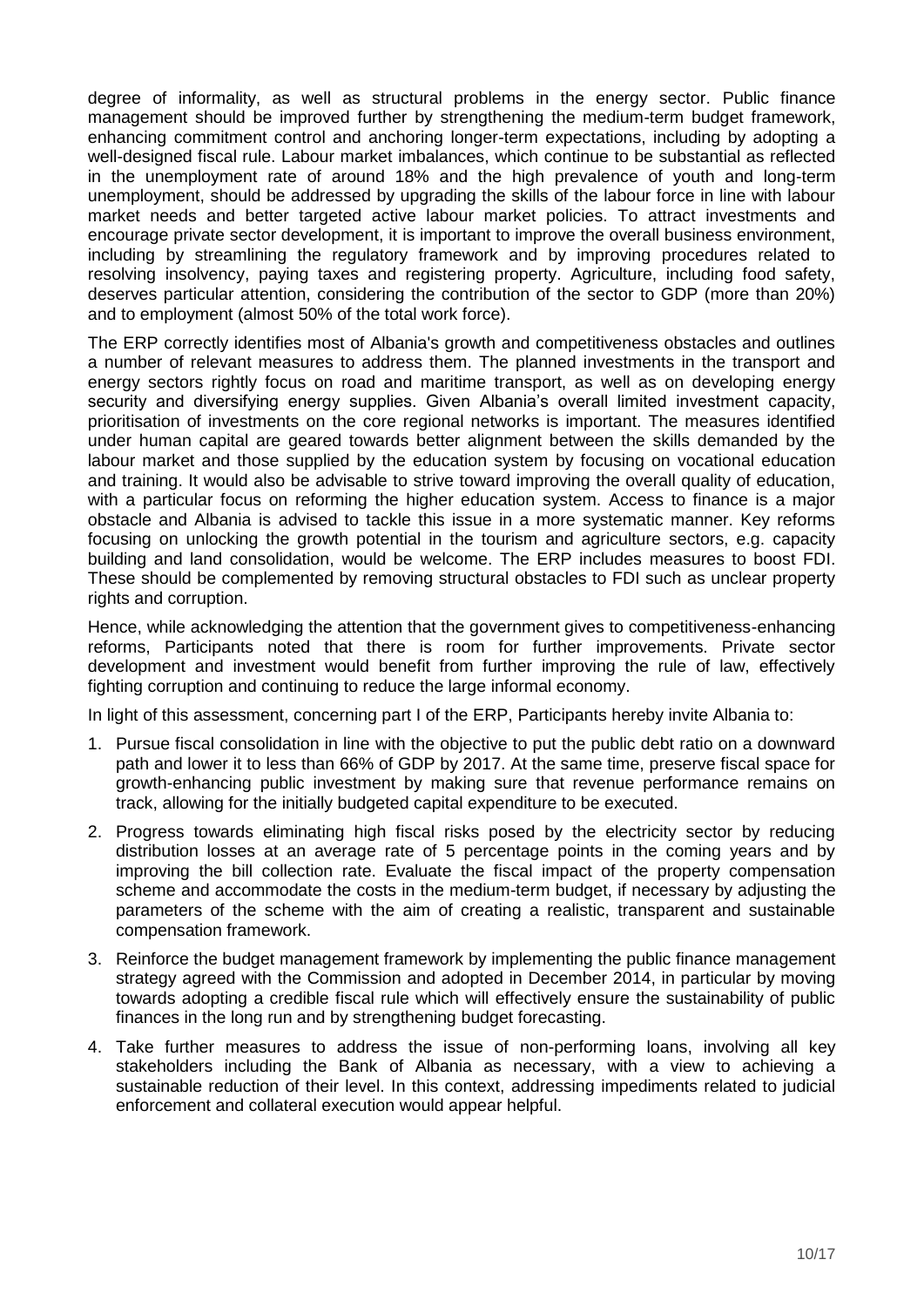degree of informality, as well as structural problems in the energy sector. Public finance management should be improved further by strengthening the medium-term budget framework, enhancing commitment control and anchoring longer-term expectations, including by adopting a well-designed fiscal rule. Labour market imbalances, which continue to be substantial as reflected in the unemployment rate of around 18% and the high prevalence of youth and long-term unemployment, should be addressed by upgrading the skills of the labour force in line with labour market needs and better targeted active labour market policies. To attract investments and encourage private sector development, it is important to improve the overall business environment, including by streamlining the regulatory framework and by improving procedures related to resolving insolvency, paying taxes and registering property. Agriculture, including food safety, deserves particular attention, considering the contribution of the sector to GDP (more than 20%) and to employment (almost 50% of the total work force).

The ERP correctly identifies most of Albania's growth and competitiveness obstacles and outlines a number of relevant measures to address them. The planned investments in the transport and energy sectors rightly focus on road and maritime transport, as well as on developing energy security and diversifying energy supplies. Given Albania's overall limited investment capacity, prioritisation of investments on the core regional networks is important. The measures identified under human capital are geared towards better alignment between the skills demanded by the labour market and those supplied by the education system by focusing on vocational education and training. It would also be advisable to strive toward improving the overall quality of education, with a particular focus on reforming the higher education system. Access to finance is a major obstacle and Albania is advised to tackle this issue in a more systematic manner. Key reforms focusing on unlocking the growth potential in the tourism and agriculture sectors, e.g. capacity building and land consolidation, would be welcome. The ERP includes measures to boost FDI. These should be complemented by removing structural obstacles to FDI such as unclear property rights and corruption.

Hence, while acknowledging the attention that the government gives to competitiveness-enhancing reforms, Participants noted that there is room for further improvements. Private sector development and investment would benefit from further improving the rule of law, effectively fighting corruption and continuing to reduce the large informal economy.

In light of this assessment, concerning part I of the ERP, Participants hereby invite Albania to:

1. Pursue fiscal consolidation in line with the objective to put the public debt ratio on a downward path and lower it to less than 66% of GDP by 2017. At the same time, preserve fiscal space for growth-enhancing public investment by making sure that revenue performance remains on track, allowing for the initially budgeted capital expenditure to be executed.
2. Progress towards eliminating high fiscal risks posed by the electricity sector by reducing distribution losses at an average rate of 5 percentage points in the coming years and by improving the bill collection rate. Evaluate the fiscal impact of the property compensation scheme and accommodate the costs in the medium-term budget, if necessary by adjusting the parameters of the scheme with the aim of creating a realistic, transparent and sustainable compensation framework.
3. Reinforce the budget management framework by implementing the public finance management strategy agreed with the Commission and adopted in December 2014, in particular by moving towards adopting a credible fiscal rule which will effectively ensure the sustainability of public finances in the long run and by strengthening budget forecasting.
4. Take further measures to address the issue of non-performing loans, involving all key stakeholders including the Bank of Albania as necessary, with a view to achieving a sustainable reduction of their level. In this context, addressing impediments related to judicial enforcement and collateral execution would appear helpful.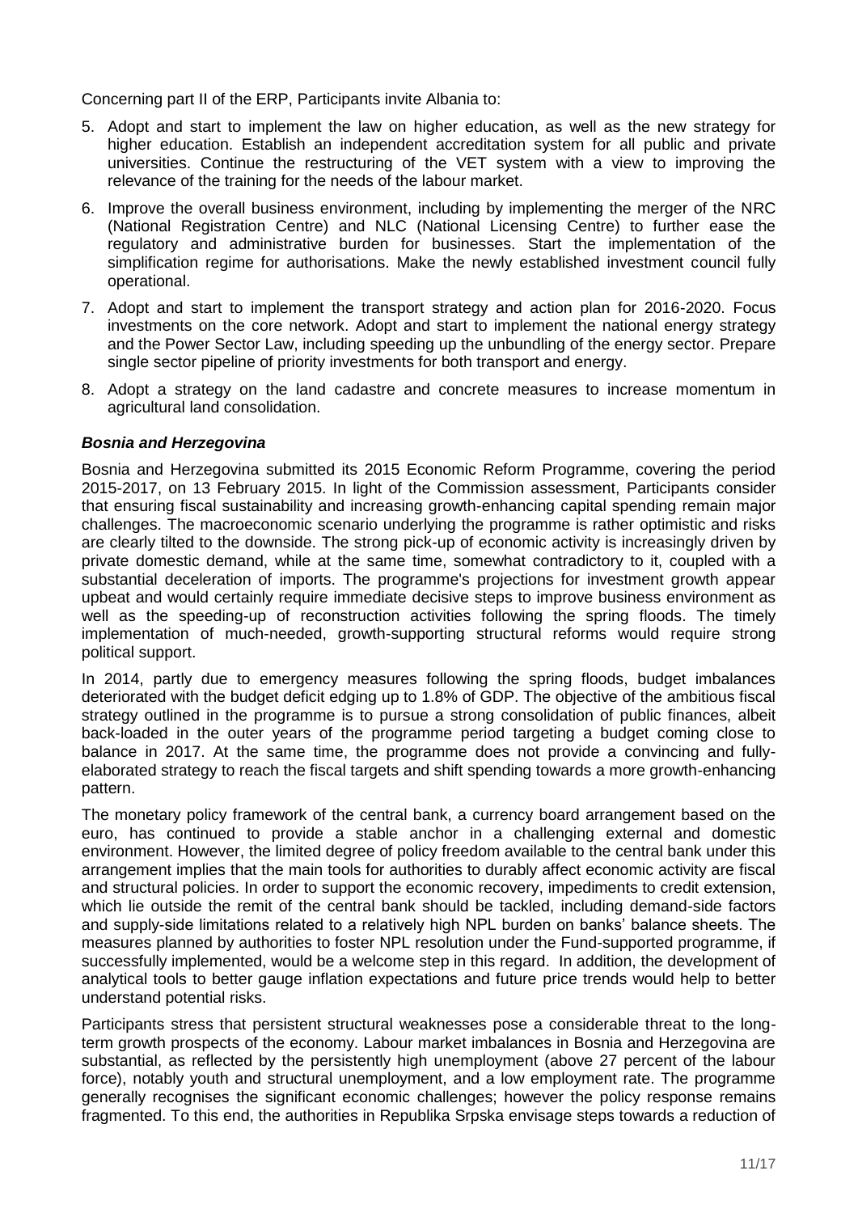Concerning part II of the ERP, Participants invite Albania to:

5. Adopt and start to implement the law on higher education, as well as the new strategy for higher education. Establish an independent accreditation system for all public and private universities. Continue the restructuring of the VET system with a view to improving the relevance of the training for the needs of the labour market.
6. Improve the overall business environment, including by implementing the merger of the NRC (National Registration Centre) and NLC (National Licensing Centre) to further ease the regulatory and administrative burden for businesses. Start the implementation of the simplification regime for authorisations. Make the newly established investment council fully operational.
7. Adopt and start to implement the transport strategy and action plan for 2016-2020. Focus investments on the core network. Adopt and start to implement the national energy strategy and the Power Sector Law, including speeding up the unbundling of the energy sector. Prepare single sector pipeline of priority investments for both transport and energy.
8. Adopt a strategy on the land cadastre and concrete measures to increase momentum in agricultural land consolidation.

### ***Bosnia and Herzegovina***

Bosnia and Herzegovina submitted its 2015 Economic Reform Programme, covering the period 2015-2017, on 13 February 2015. In light of the Commission assessment, Participants consider that ensuring fiscal sustainability and increasing growth-enhancing capital spending remain major challenges. The macroeconomic scenario underlying the programme is rather optimistic and risks are clearly tilted to the downside. The strong pick-up of economic activity is increasingly driven by private domestic demand, while at the same time, somewhat contradictory to it, coupled with a substantial deceleration of imports. The programme's projections for investment growth appear upbeat and would certainly require immediate decisive steps to improve business environment as well as the speeding-up of reconstruction activities following the spring floods. The timely implementation of much-needed, growth-supporting structural reforms would require strong political support.

In 2014, partly due to emergency measures following the spring floods, budget imbalances deteriorated with the budget deficit edging up to 1.8% of GDP. The objective of the ambitious fiscal strategy outlined in the programme is to pursue a strong consolidation of public finances, albeit back-loaded in the outer years of the programme period targeting a budget coming close to balance in 2017. At the same time, the programme does not provide a convincing and fully-elaborated strategy to reach the fiscal targets and shift spending towards a more growth-enhancing pattern.

The monetary policy framework of the central bank, a currency board arrangement based on the euro, has continued to provide a stable anchor in a challenging external and domestic environment. However, the limited degree of policy freedom available to the central bank under this arrangement implies that the main tools for authorities to durably affect economic activity are fiscal and structural policies. In order to support the economic recovery, impediments to credit extension, which lie outside the remit of the central bank should be tackled, including demand-side factors and supply-side limitations related to a relatively high NPL burden on banks' balance sheets. The measures planned by authorities to foster NPL resolution under the Fund-supported programme, if successfully implemented, would be a welcome step in this regard. In addition, the development of analytical tools to better gauge inflation expectations and future price trends would help to better understand potential risks.

Participants stress that persistent structural weaknesses pose a considerable threat to the long-term growth prospects of the economy. Labour market imbalances in Bosnia and Herzegovina are substantial, as reflected by the persistently high unemployment (above 27 percent of the labour force), notably youth and structural unemployment, and a low employment rate. The programme generally recognises the significant economic challenges; however the policy response remains fragmented. To this end, the authorities in Republika Srpska envisage steps towards a reduction of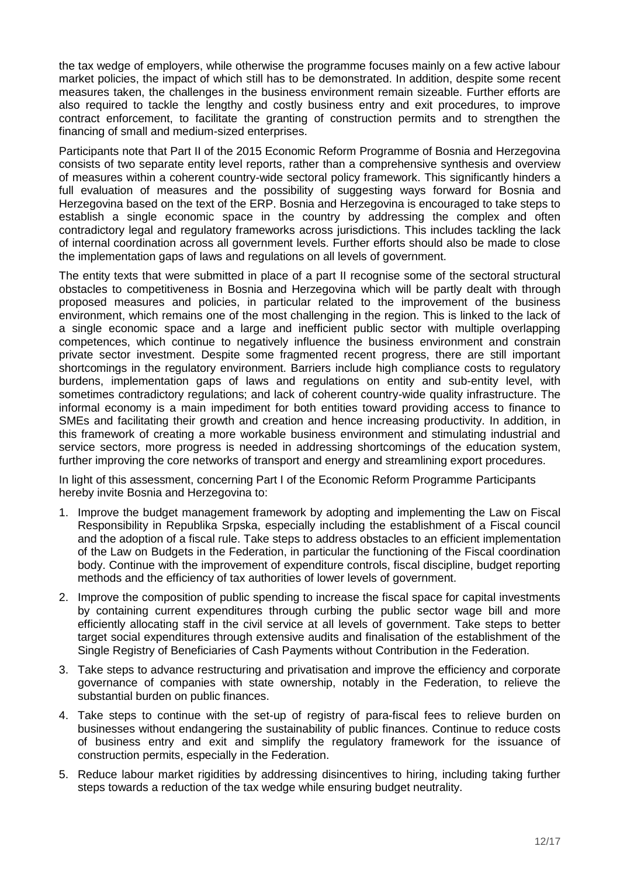the tax wedge of employers, while otherwise the programme focuses mainly on a few active labour market policies, the impact of which still has to be demonstrated. In addition, despite some recent measures taken, the challenges in the business environment remain sizeable. Further efforts are also required to tackle the lengthy and costly business entry and exit procedures, to improve contract enforcement, to facilitate the granting of construction permits and to strengthen the financing of small and medium-sized enterprises.

Participants note that Part II of the 2015 Economic Reform Programme of Bosnia and Herzegovina consists of two separate entity level reports, rather than a comprehensive synthesis and overview of measures within a coherent country-wide sectoral policy framework. This significantly hinders a full evaluation of measures and the possibility of suggesting ways forward for Bosnia and Herzegovina based on the text of the ERP. Bosnia and Herzegovina is encouraged to take steps to establish a single economic space in the country by addressing the complex and often contradictory legal and regulatory frameworks across jurisdictions. This includes tackling the lack of internal coordination across all government levels. Further efforts should also be made to close the implementation gaps of laws and regulations on all levels of government.

The entity texts that were submitted in place of a part II recognise some of the sectoral structural obstacles to competitiveness in Bosnia and Herzegovina which will be partly dealt with through proposed measures and policies, in particular related to the improvement of the business environment, which remains one of the most challenging in the region. This is linked to the lack of a single economic space and a large and inefficient public sector with multiple overlapping competences, which continue to negatively influence the business environment and constrain private sector investment. Despite some fragmented recent progress, there are still important shortcomings in the regulatory environment. Barriers include high compliance costs to regulatory burdens, implementation gaps of laws and regulations on entity and sub-entity level, with sometimes contradictory regulations; and lack of coherent country-wide quality infrastructure. The informal economy is a main impediment for both entities toward providing access to finance to SMEs and facilitating their growth and creation and hence increasing productivity. In addition, in this framework of creating a more workable business environment and stimulating industrial and service sectors, more progress is needed in addressing shortcomings of the education system, further improving the core networks of transport and energy and streamlining export procedures.

In light of this assessment, concerning Part I of the Economic Reform Programme Participants hereby invite Bosnia and Herzegovina to:

1. Improve the budget management framework by adopting and implementing the Law on Fiscal Responsibility in Republika Srpska, especially including the establishment of a Fiscal council and the adoption of a fiscal rule. Take steps to address obstacles to an efficient implementation of the Law on Budgets in the Federation, in particular the functioning of the Fiscal coordination body. Continue with the improvement of expenditure controls, fiscal discipline, budget reporting methods and the efficiency of tax authorities of lower levels of government.
2. Improve the composition of public spending to increase the fiscal space for capital investments by containing current expenditures through curbing the public sector wage bill and more efficiently allocating staff in the civil service at all levels of government. Take steps to better target social expenditures through extensive audits and finalisation of the establishment of the Single Registry of Beneficiaries of Cash Payments without Contribution in the Federation.
3. Take steps to advance restructuring and privatisation and improve the efficiency and corporate governance of companies with state ownership, notably in the Federation, to relieve the substantial burden on public finances.
4. Take steps to continue with the set-up of registry of para-fiscal fees to relieve burden on businesses without endangering the sustainability of public finances. Continue to reduce costs of business entry and exit and simplify the regulatory framework for the issuance of construction permits, especially in the Federation.
5. Reduce labour market rigidities by addressing disincentives to hiring, including taking further steps towards a reduction of the tax wedge while ensuring budget neutrality.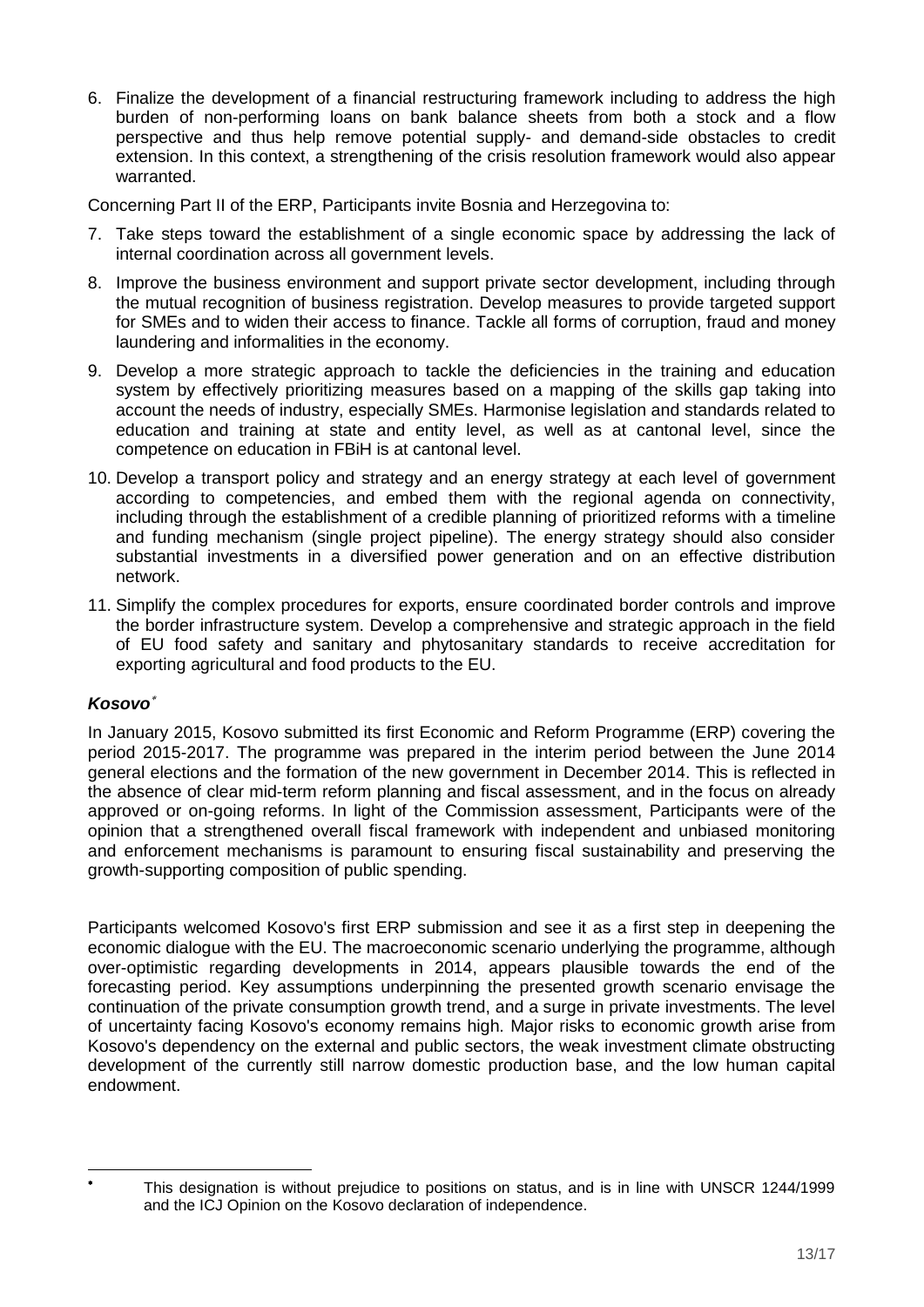6. Finalize the development of a financial restructuring framework including to address the high burden of non-performing loans on bank balance sheets from both a stock and a flow perspective and thus help remove potential supply- and demand-side obstacles to credit extension. In this context, a strengthening of the crisis resolution framework would also appear warranted.

Concerning Part II of the ERP, Participants invite Bosnia and Herzegovina to:

7. Take steps toward the establishment of a single economic space by addressing the lack of internal coordination across all government levels.
8. Improve the business environment and support private sector development, including through the mutual recognition of business registration. Develop measures to provide targeted support for SMEs and to widen their access to finance. Tackle all forms of corruption, fraud and money laundering and informalities in the economy.
9. Develop a more strategic approach to tackle the deficiencies in the training and education system by effectively prioritizing measures based on a mapping of the skills gap taking into account the needs of industry, especially SMEs. Harmonise legislation and standards related to education and training at state and entity level, as well as at cantonal level, since the competence on education in FBiH is at cantonal level.
10. Develop a transport policy and strategy and an energy strategy at each level of government according to competencies, and embed them with the regional agenda on connectivity, including through the establishment of a credible planning of prioritized reforms with a timeline and funding mechanism (single project pipeline). The energy strategy should also consider substantial investments in a diversified power generation and on an effective distribution network.
11. Simplify the complex procedures for exports, ensure coordinated border controls and improve the border infrastructure system. Develop a comprehensive and strategic approach in the field of EU food safety and sanitary and phytosanitary standards to receive accreditation for exporting agricultural and food products to the EU.

### ***Kosovo****

In January 2015, Kosovo submitted its first Economic and Reform Programme (ERP) covering the period 2015-2017. The programme was prepared in the interim period between the June 2014 general elections and the formation of the new government in December 2014. This is reflected in the absence of clear mid-term reform planning and fiscal assessment, and in the focus on already approved or on-going reforms. In light of the Commission assessment, Participants were of the opinion that a strengthened overall fiscal framework with independent and unbiased monitoring and enforcement mechanisms is paramount to ensuring fiscal sustainability and preserving the growth-supporting composition of public spending.

Participants welcomed Kosovo's first ERP submission and see it as a first step in deepening the economic dialogue with the EU. The macroeconomic scenario underlying the programme, although over-optimistic regarding developments in 2014, appears plausible towards the end of the forecasting period. Key assumptions underpinning the presented growth scenario envisage the continuation of the private consumption growth trend, and a surge in private investments. The level of uncertainty facing Kosovo's economy remains high. Major risks to economic growth arise from Kosovo's dependency on the external and public sectors, the weak investment climate obstructing development of the currently still narrow domestic production base, and the low human capital endowment.

---

* This designation is without prejudice to positions on status, and is in line with UNSCR 1244/1999 and the ICJ Opinion on the Kosovo declaration of independence.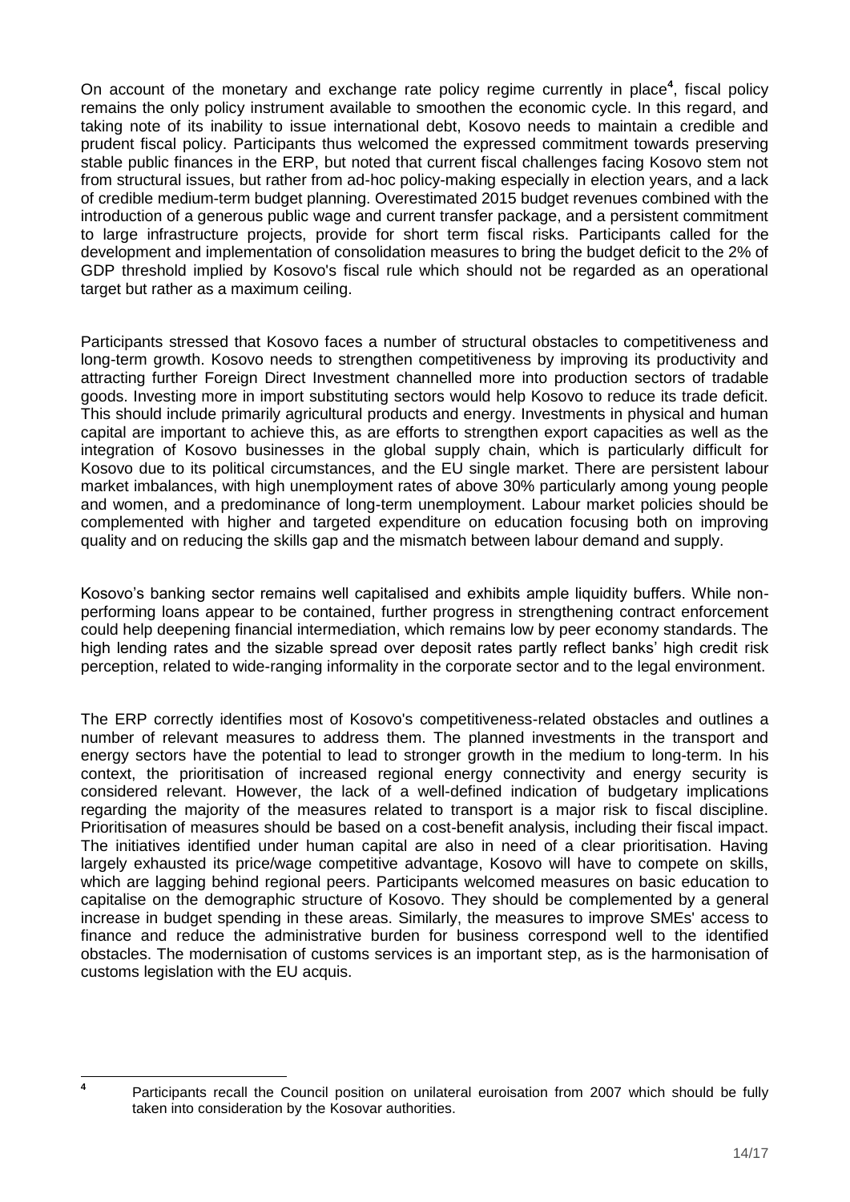On account of the monetary and exchange rate policy regime currently in place[4], fiscal policy remains the only policy instrument available to smoothen the economic cycle. In this regard, and taking note of its inability to issue international debt, Kosovo needs to maintain a credible and prudent fiscal policy. Participants thus welcomed the expressed commitment towards preserving stable public finances in the ERP, but noted that current fiscal challenges facing Kosovo stem not from structural issues, but rather from ad-hoc policy-making especially in election years, and a lack of credible medium-term budget planning. Overestimated 2015 budget revenues combined with the introduction of a generous public wage and current transfer package, and a persistent commitment to large infrastructure projects, provide for short term fiscal risks. Participants called for the development and implementation of consolidation measures to bring the budget deficit to the 2% of GDP threshold implied by Kosovo's fiscal rule which should not be regarded as an operational target but rather as a maximum ceiling.

Participants stressed that Kosovo faces a number of structural obstacles to competitiveness and long-term growth. Kosovo needs to strengthen competitiveness by improving its productivity and attracting further Foreign Direct Investment channelled more into production sectors of tradable goods. Investing more in import substituting sectors would help Kosovo to reduce its trade deficit. This should include primarily agricultural products and energy. Investments in physical and human capital are important to achieve this, as are efforts to strengthen export capacities as well as the integration of Kosovo businesses in the global supply chain, which is particularly difficult for Kosovo due to its political circumstances, and the EU single market. There are persistent labour market imbalances, with high unemployment rates of above 30% particularly among young people and women, and a predominance of long-term unemployment. Labour market policies should be complemented with higher and targeted expenditure on education focusing both on improving quality and on reducing the skills gap and the mismatch between labour demand and supply.

Kosovo's banking sector remains well capitalised and exhibits ample liquidity buffers. While non-performing loans appear to be contained, further progress in strengthening contract enforcement could help deepening financial intermediation, which remains low by peer economy standards. The high lending rates and the sizable spread over deposit rates partly reflect banks' high credit risk perception, related to wide-ranging informality in the corporate sector and to the legal environment.

The ERP correctly identifies most of Kosovo's competitiveness-related obstacles and outlines a number of relevant measures to address them. The planned investments in the transport and energy sectors have the potential to lead to stronger growth in the medium to long-term. In his context, the prioritisation of increased regional energy connectivity and energy security is considered relevant. However, the lack of a well-defined indication of budgetary implications regarding the majority of the measures related to transport is a major risk to fiscal discipline. Prioritisation of measures should be based on a cost-benefit analysis, including their fiscal impact. The initiatives identified under human capital are also in need of a clear prioritisation. Having largely exhausted its price/wage competitive advantage, Kosovo will have to compete on skills, which are lagging behind regional peers. Participants welcomed measures on basic education to capitalise on the demographic structure of Kosovo. They should be complemented by a general increase in budget spending in these areas. Similarly, the measures to improve SMEs' access to finance and reduce the administrative burden for business correspond well to the identified obstacles. The modernisation of customs services is an important step, as is the harmonisation of customs legislation with the EU acquis.

[4] Participants recall the Council position on unilateral euroisation from 2007 which should be fully taken into consideration by the Kosovar authorities.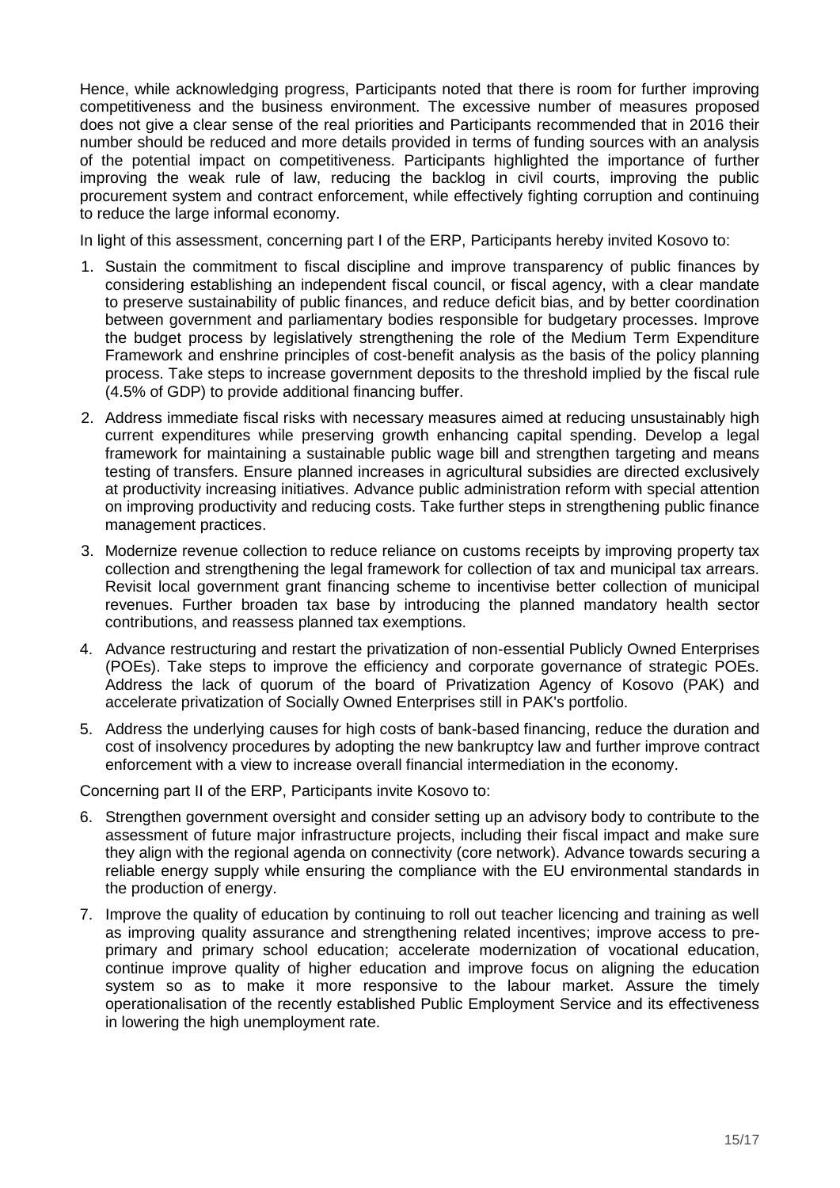Hence, while acknowledging progress, Participants noted that there is room for further improving competitiveness and the business environment. The excessive number of measures proposed does not give a clear sense of the real priorities and Participants recommended that in 2016 their number should be reduced and more details provided in terms of funding sources with an analysis of the potential impact on competitiveness. Participants highlighted the importance of further improving the weak rule of law, reducing the backlog in civil courts, improving the public procurement system and contract enforcement, while effectively fighting corruption and continuing to reduce the large informal economy.

In light of this assessment, concerning part I of the ERP, Participants hereby invited Kosovo to:

1. Sustain the commitment to fiscal discipline and improve transparency of public finances by considering establishing an independent fiscal council, or fiscal agency, with a clear mandate to preserve sustainability of public finances, and reduce deficit bias, and by better coordination between government and parliamentary bodies responsible for budgetary processes. Improve the budget process by legislatively strengthening the role of the Medium Term Expenditure Framework and enshrine principles of cost-benefit analysis as the basis of the policy planning process. Take steps to increase government deposits to the threshold implied by the fiscal rule (4.5% of GDP) to provide additional financing buffer.
2. Address immediate fiscal risks with necessary measures aimed at reducing unsustainably high current expenditures while preserving growth enhancing capital spending. Develop a legal framework for maintaining a sustainable public wage bill and strengthen targeting and means testing of transfers. Ensure planned increases in agricultural subsidies are directed exclusively at productivity increasing initiatives. Advance public administration reform with special attention on improving productivity and reducing costs. Take further steps in strengthening public finance management practices.
3. Modernize revenue collection to reduce reliance on customs receipts by improving property tax collection and strengthening the legal framework for collection of tax and municipal tax arrears. Revisit local government grant financing scheme to incentivise better collection of municipal revenues. Further broaden tax base by introducing the planned mandatory health sector contributions, and reassess planned tax exemptions.
4. Advance restructuring and restart the privatization of non-essential Publicly Owned Enterprises (POEs). Take steps to improve the efficiency and corporate governance of strategic POEs. Address the lack of quorum of the board of Privatization Agency of Kosovo (PAK) and accelerate privatization of Socially Owned Enterprises still in PAK's portfolio.
5. Address the underlying causes for high costs of bank-based financing, reduce the duration and cost of insolvency procedures by adopting the new bankruptcy law and further improve contract enforcement with a view to increase overall financial intermediation in the economy.

Concerning part II of the ERP, Participants invite Kosovo to:

6. Strengthen government oversight and consider setting up an advisory body to contribute to the assessment of future major infrastructure projects, including their fiscal impact and make sure they align with the regional agenda on connectivity (core network). Advance towards securing a reliable energy supply while ensuring the compliance with the EU environmental standards in the production of energy.
7. Improve the quality of education by continuing to roll out teacher licencing and training as well as improving quality assurance and strengthening related incentives; improve access to pre-primary and primary school education; accelerate modernization of vocational education, continue improve quality of higher education and improve focus on aligning the education system so as to make it more responsive to the labour market. Assure the timely operationalisation of the recently established Public Employment Service and its effectiveness in lowering the high unemployment rate.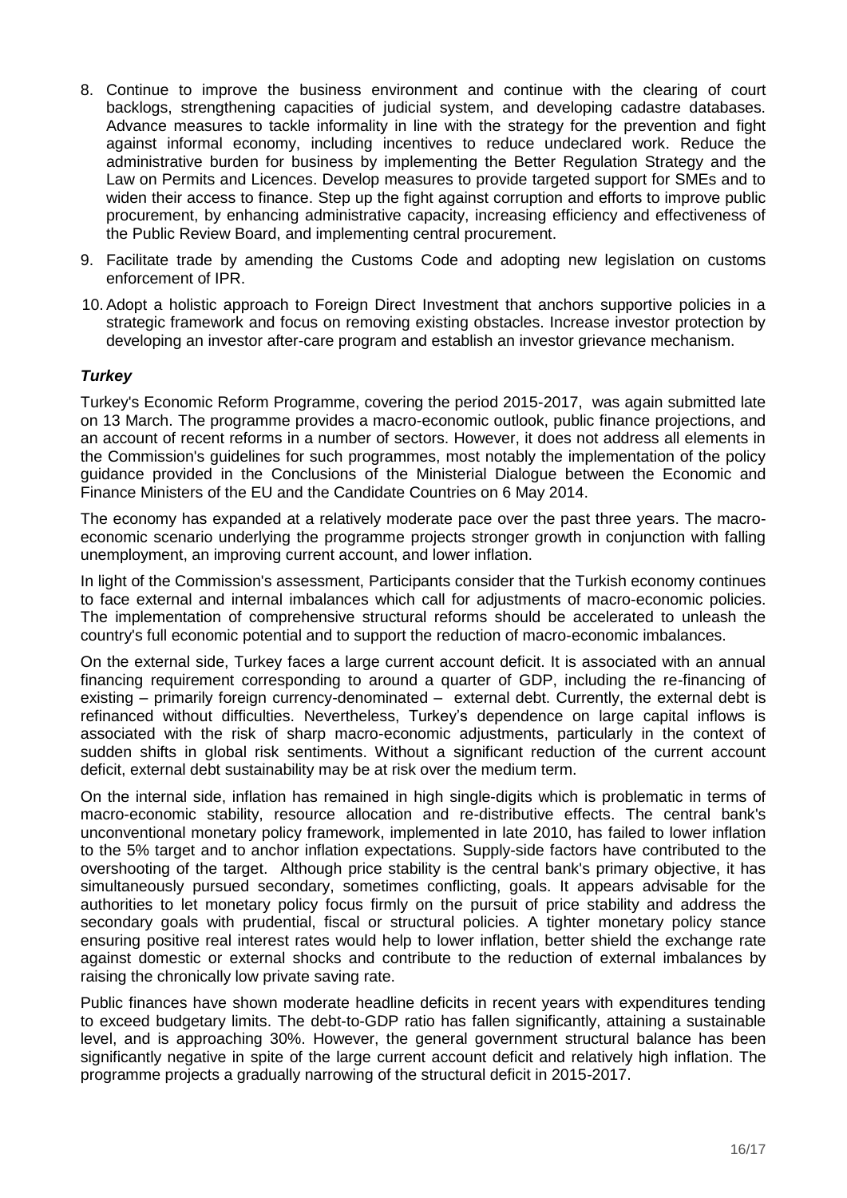8. Continue to improve the business environment and continue with the clearing of court backlogs, strengthening capacities of judicial system, and developing cadastre databases. Advance measures to tackle informality in line with the strategy for the prevention and fight against informal economy, including incentives to reduce undeclared work. Reduce the administrative burden for business by implementing the Better Regulation Strategy and the Law on Permits and Licences. Develop measures to provide targeted support for SMEs and to widen their access to finance. Step up the fight against corruption and efforts to improve public procurement, by enhancing administrative capacity, increasing efficiency and effectiveness of the Public Review Board, and implementing central procurement.
9. Facilitate trade by amending the Customs Code and adopting new legislation on customs enforcement of IPR.
10. Adopt a holistic approach to Foreign Direct Investment that anchors supportive policies in a strategic framework and focus on removing existing obstacles. Increase investor protection by developing an investor after-care program and establish an investor grievance mechanism.

### ***Turkey***

Turkey's Economic Reform Programme, covering the period 2015-2017, was again submitted late on 13 March. The programme provides a macro-economic outlook, public finance projections, and an account of recent reforms in a number of sectors. However, it does not address all elements in the Commission's guidelines for such programmes, most notably the implementation of the policy guidance provided in the Conclusions of the Ministerial Dialogue between the Economic and Finance Ministers of the EU and the Candidate Countries on 6 May 2014.

The economy has expanded at a relatively moderate pace over the past three years. The macro-economic scenario underlying the programme projects stronger growth in conjunction with falling unemployment, an improving current account, and lower inflation.

In light of the Commission's assessment, Participants consider that the Turkish economy continues to face external and internal imbalances which call for adjustments of macro-economic policies. The implementation of comprehensive structural reforms should be accelerated to unleash the country's full economic potential and to support the reduction of macro-economic imbalances.

On the external side, Turkey faces a large current account deficit. It is associated with an annual financing requirement corresponding to around a quarter of GDP, including the re-financing of existing – primarily foreign currency-denominated – external debt. Currently, the external debt is refinanced without difficulties. Nevertheless, Turkey's dependence on large capital inflows is associated with the risk of sharp macro-economic adjustments, particularly in the context of sudden shifts in global risk sentiments. Without a significant reduction of the current account deficit, external debt sustainability may be at risk over the medium term.

On the internal side, inflation has remained in high single-digits which is problematic in terms of macro-economic stability, resource allocation and re-distributive effects. The central bank's unconventional monetary policy framework, implemented in late 2010, has failed to lower inflation to the 5% target and to anchor inflation expectations. Supply-side factors have contributed to the overshooting of the target. Although price stability is the central bank's primary objective, it has simultaneously pursued secondary, sometimes conflicting, goals. It appears advisable for the authorities to let monetary policy focus firmly on the pursuit of price stability and address the secondary goals with prudential, fiscal or structural policies. A tighter monetary policy stance ensuring positive real interest rates would help to lower inflation, better shield the exchange rate against domestic or external shocks and contribute to the reduction of external imbalances by raising the chronically low private saving rate.

Public finances have shown moderate headline deficits in recent years with expenditures tending to exceed budgetary limits. The debt-to-GDP ratio has fallen significantly, attaining a sustainable level, and is approaching 30%. However, the general government structural balance has been significantly negative in spite of the large current account deficit and relatively high inflation. The programme projects a gradually narrowing of the structural deficit in 2015-2017.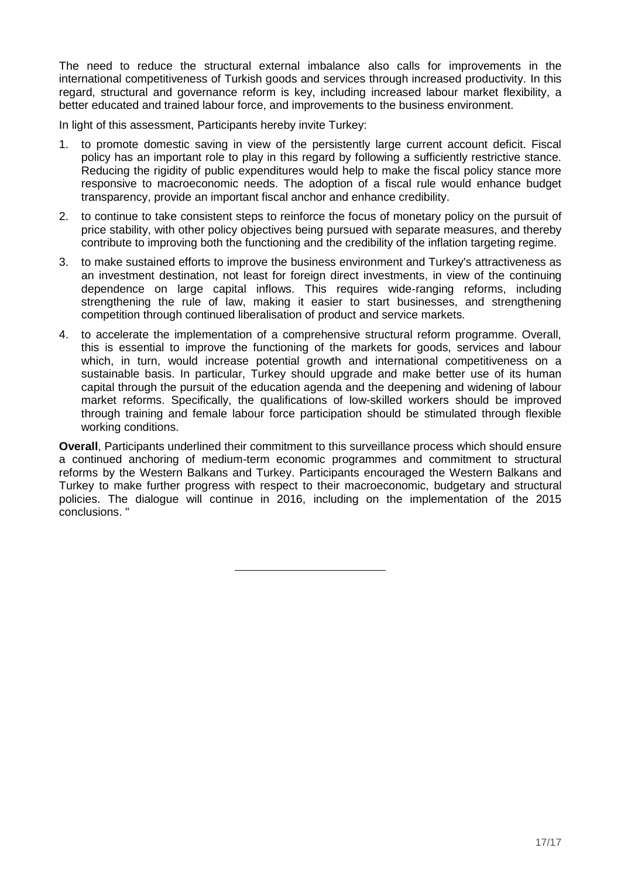The need to reduce the structural external imbalance also calls for improvements in the international competitiveness of Turkish goods and services through increased productivity. In this regard, structural and governance reform is key, including increased labour market flexibility, a better educated and trained labour force, and improvements to the business environment.

In light of this assessment, Participants hereby invite Turkey:

1. to promote domestic saving in view of the persistently large current account deficit. Fiscal policy has an important role to play in this regard by following a sufficiently restrictive stance. Reducing the rigidity of public expenditures would help to make the fiscal policy stance more responsive to macroeconomic needs. The adoption of a fiscal rule would enhance budget transparency, provide an important fiscal anchor and enhance credibility.
2. to continue to take consistent steps to reinforce the focus of monetary policy on the pursuit of price stability, with other policy objectives being pursued with separate measures, and thereby contribute to improving both the functioning and the credibility of the inflation targeting regime.
3. to make sustained efforts to improve the business environment and Turkey's attractiveness as an investment destination, not least for foreign direct investments, in view of the continuing dependence on large capital inflows. This requires wide-ranging reforms, including strengthening the rule of law, making it easier to start businesses, and strengthening competition through continued liberalisation of product and service markets.
4. to accelerate the implementation of a comprehensive structural reform programme. Overall, this is essential to improve the functioning of the markets for goods, services and labour which, in turn, would increase potential growth and international competitiveness on a sustainable basis. In particular, Turkey should upgrade and make better use of its human capital through the pursuit of the education agenda and the deepening and widening of labour market reforms. Specifically, the qualifications of low-skilled workers should be improved through training and female labour force participation should be stimulated through flexible working conditions.

**Overall**, Participants underlined their commitment to this surveillance process which should ensure a continued anchoring of medium-term economic programmes and commitment to structural reforms by the Western Balkans and Turkey. Participants encouraged the Western Balkans and Turkey to make further progress with respect to their macroeconomic, budgetary and structural policies. The dialogue will continue in 2016, including on the implementation of the 2015 conclusions. "